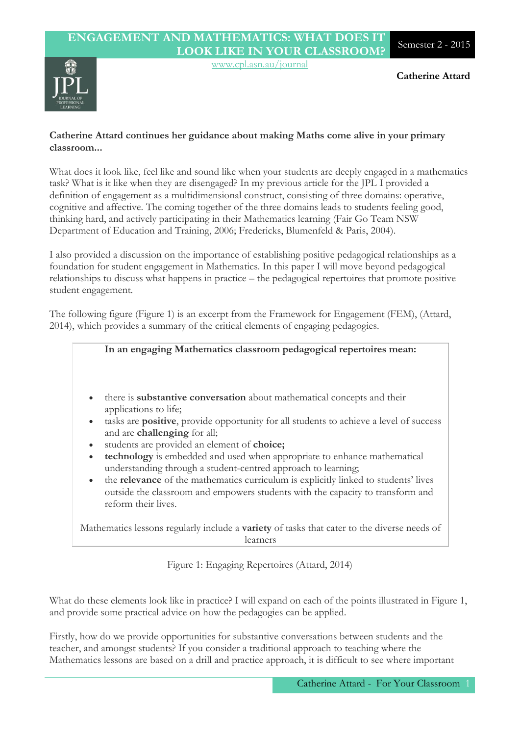# ENGAGEMENT AND MATHEMATICS: WHAT DOES IT LOOK LIKE IN YOUR CLASSROOM?

Semester 2 - 2015

www.cpl.asn.au/journal

**Catherine Attard**

**Catherine Attard continues her guidance about making Maths come alive in your primary classroom...**

What does it look like, feel like and sound like when your students are deeply engaged in a mathematics task? What is it like when they are disengaged? In my previous article for the JPL I provided a definition of engagement as a multidimensional construct, consisting of three domains: operative, cognitive and affective. The coming together of the three domains leads to students feeling good, thinking hard, and actively participating in their Mathematics learning (Fair Go Team NSW Department of Education and Training, 2006; Fredericks, Blumenfeld & Paris, 2004).

I also provided a discussion on the importance of establishing positive pedagogical relationships as a foundation for student engagement in Mathematics. In this paper I will move beyond pedagogical relationships to discuss what happens in practice – the pedagogical repertoires that promote positive student engagement.

The following figure (Figure 1) is an excerpt from the Framework for Engagement (FEM), (Attard, 2014), which provides a summary of the critical elements of engaging pedagogies.

> **In an engaging Mathematics classroom pedagogical repertoires mean:**
>
> - there is **substantive conversation** about mathematical concepts and their applications to life;
> - tasks are **positive**, provide opportunity for all students to achieve a level of success and are **challenging** for all;
> - students are provided an element of **choice;**
> - **technology** is embedded and used when appropriate to enhance mathematical understanding through a student-centred approach to learning;
> - the **relevance** of the mathematics curriculum is explicitly linked to students' lives outside the classroom and empowers students with the capacity to transform and reform their lives.
>
> Mathematics lessons regularly include a **variety** of tasks that cater to the diverse needs of learners

Figure 1: Engaging Repertoires (Attard, 2014)

What do these elements look like in practice? I will expand on each of the points illustrated in Figure 1, and provide some practical advice on how the pedagogies can be applied.

Firstly, how do we provide opportunities for substantive conversations between students and the teacher, and amongst students? If you consider a traditional approach to teaching where the Mathematics lessons are based on a drill and practice approach, it is difficult to see where important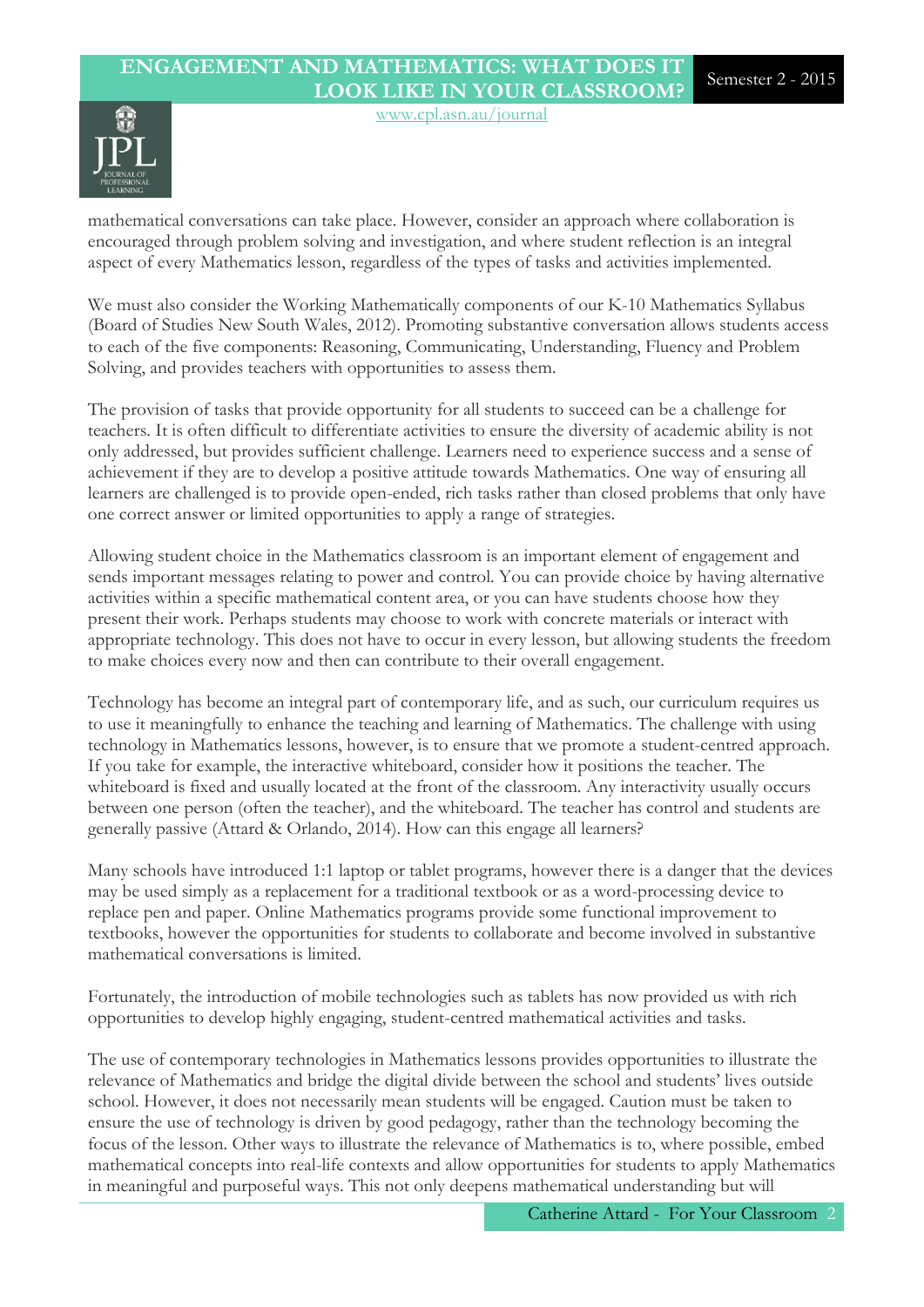mathematical conversations can take place. However, consider an approach where collaboration is encouraged through problem solving and investigation, and where student reflection is an integral aspect of every Mathematics lesson, regardless of the types of tasks and activities implemented.

We must also consider the Working Mathematically components of our K-10 Mathematics Syllabus (Board of Studies New South Wales, 2012). Promoting substantive conversation allows students access to each of the five components: Reasoning, Communicating, Understanding, Fluency and Problem Solving, and provides teachers with opportunities to assess them.

The provision of tasks that provide opportunity for all students to succeed can be a challenge for teachers. It is often difficult to differentiate activities to ensure the diversity of academic ability is not only addressed, but provides sufficient challenge. Learners need to experience success and a sense of achievement if they are to develop a positive attitude towards Mathematics. One way of ensuring all learners are challenged is to provide open-ended, rich tasks rather than closed problems that only have one correct answer or limited opportunities to apply a range of strategies.

Allowing student choice in the Mathematics classroom is an important element of engagement and sends important messages relating to power and control. You can provide choice by having alternative activities within a specific mathematical content area, or you can have students choose how they present their work. Perhaps students may choose to work with concrete materials or interact with appropriate technology. This does not have to occur in every lesson, but allowing students the freedom to make choices every now and then can contribute to their overall engagement.

Technology has become an integral part of contemporary life, and as such, our curriculum requires us to use it meaningfully to enhance the teaching and learning of Mathematics. The challenge with using technology in Mathematics lessons, however, is to ensure that we promote a student-centred approach. If you take for example, the interactive whiteboard, consider how it positions the teacher. The whiteboard is fixed and usually located at the front of the classroom. Any interactivity usually occurs between one person (often the teacher), and the whiteboard. The teacher has control and students are generally passive (Attard & Orlando, 2014). How can this engage all learners?

Many schools have introduced 1:1 laptop or tablet programs, however there is a danger that the devices may be used simply as a replacement for a traditional textbook or as a word-processing device to replace pen and paper. Online Mathematics programs provide some functional improvement to textbooks, however the opportunities for students to collaborate and become involved in substantive mathematical conversations is limited.

Fortunately, the introduction of mobile technologies such as tablets has now provided us with rich opportunities to develop highly engaging, student-centred mathematical activities and tasks.

The use of contemporary technologies in Mathematics lessons provides opportunities to illustrate the relevance of Mathematics and bridge the digital divide between the school and students' lives outside school. However, it does not necessarily mean students will be engaged. Caution must be taken to ensure the use of technology is driven by good pedagogy, rather than the technology becoming the focus of the lesson. Other ways to illustrate the relevance of Mathematics is to, where possible, embed mathematical concepts into real-life contexts and allow opportunities for students to apply Mathematics in meaningful and purposeful ways. This not only deepens mathematical understanding but will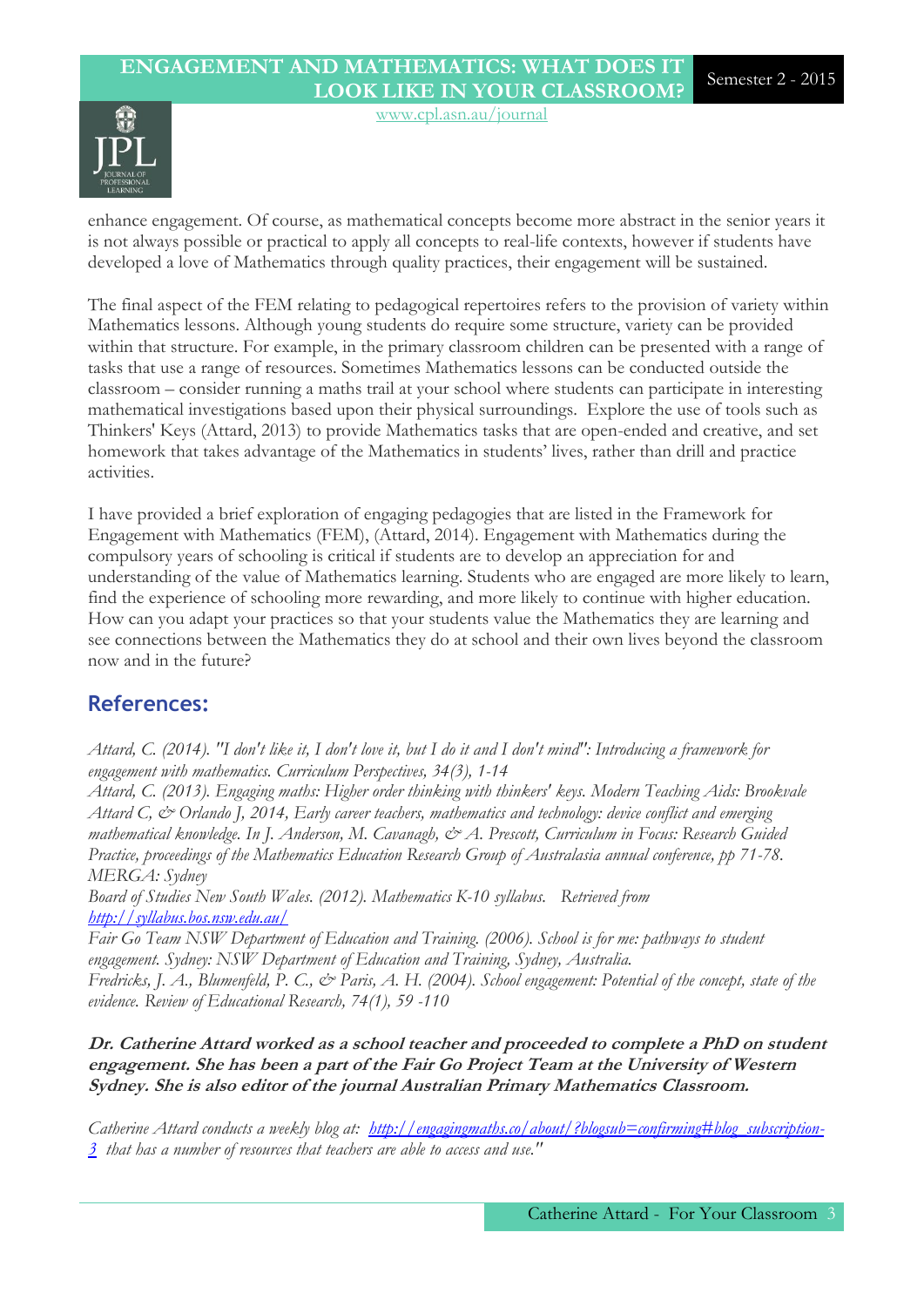enhance engagement. Of course, as mathematical concepts become more abstract in the senior years it is not always possible or practical to apply all concepts to real-life contexts, however if students have developed a love of Mathematics through quality practices, their engagement will be sustained.

The final aspect of the FEM relating to pedagogical repertoires refers to the provision of variety within Mathematics lessons. Although young students do require some structure, variety can be provided within that structure. For example, in the primary classroom children can be presented with a range of tasks that use a range of resources. Sometimes Mathematics lessons can be conducted outside the classroom – consider running a maths trail at your school where students can participate in interesting mathematical investigations based upon their physical surroundings. Explore the use of tools such as Thinkers' Keys (Attard, 2013) to provide Mathematics tasks that are open-ended and creative, and set homework that takes advantage of the Mathematics in students' lives, rather than drill and practice activities.

I have provided a brief exploration of engaging pedagogies that are listed in the Framework for Engagement with Mathematics (FEM), (Attard, 2014). Engagement with Mathematics during the compulsory years of schooling is critical if students are to develop an appreciation for and understanding of the value of Mathematics learning. Students who are engaged are more likely to learn, find the experience of schooling more rewarding, and more likely to continue with higher education. How can you adapt your practices so that your students value the Mathematics they are learning and see connections between the Mathematics they do at school and their own lives beyond the classroom now and in the future?

## References:

*Attard, C. (2014). "I don't like it, I don't love it, but I do it and I don't mind": Introducing a framework for engagement with mathematics. Curriculum Perspectives, 34(3), 1-14*

*Attard, C. (2013). Engaging maths: Higher order thinking with thinkers' keys. Modern Teaching Aids: Brookvale*

*Attard C, & Orlando J, 2014, Early career teachers, mathematics and technology: device conflict and emerging mathematical knowledge. In J. Anderson, M. Cavanagh, & A. Prescott, Curriculum in Focus: Research Guided Practice, proceedings of the Mathematics Education Research Group of Australasia annual conference, pp 71-78. MERGA: Sydney*

*Board of Studies New South Wales. (2012). Mathematics K-10 syllabus. Retrieved from [http://syllabus.bos.nsw.edu.au/](http://syllabus.bos.nsw.edu.au/)*

*Fair Go Team NSW Department of Education and Training. (2006). School is for me: pathways to student engagement. Sydney: NSW Department of Education and Training, Sydney, Australia.*

*Fredricks, J. A., Blumenfeld, P. C., & Paris, A. H. (2004). School engagement: Potential of the concept, state of the evidence. Review of Educational Research, 74(1), 59 -110*

***Dr. Catherine Attard worked as a school teacher and proceeded to complete a PhD on student engagement. She has been a part of the Fair Go Project Team at the University of Western Sydney. She is also editor of the journal Australian Primary Mathematics Classroom.***

*Catherine Attard conducts a weekly blog at: [http://engagingmaths.co/about/?blogsub=confirming#blog_subscription-3](http://engagingmaths.co/about/?blogsub=confirming#blog_subscription-3) that has a number of resources that teachers are able to access and use."*